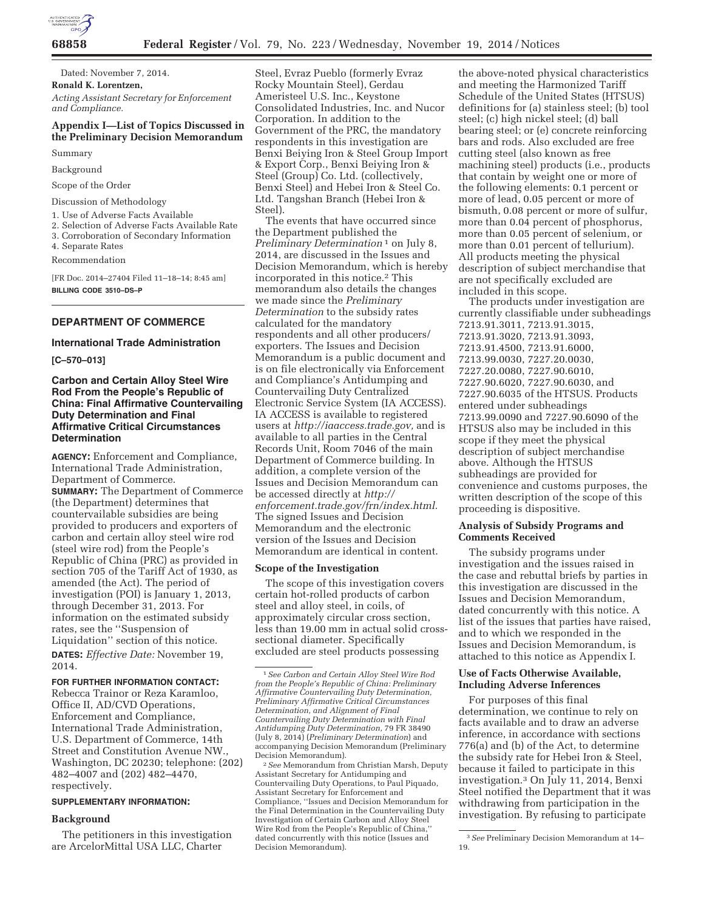Dated: November 7, 2014.

**Ronald K. Lorentzen,**

*Acting Assistant Secretary for Enforcement and Compliance.*

## Appendix I—List of Topics Discussed in the Preliminary Decision Memorandum

Summary

Background

Scope of the Order

Discussion of Methodology

1. Use of Adverse Facts Available
2. Selection of Adverse Facts Available Rate
3. Corroboration of Secondary Information
4. Separate Rates

Recommendation

[FR Doc. 2014–27404 Filed 11–18–14; 8:45 am]

**BILLING CODE 3510–DS–P**

---

## DEPARTMENT OF COMMERCE

### International Trade Administration

**[C–570–013]**

### Carbon and Certain Alloy Steel Wire Rod From the People's Republic of China: Final Affirmative Countervailing Duty Determination and Final Affirmative Critical Circumstances Determination

**AGENCY:** Enforcement and Compliance, International Trade Administration, Department of Commerce.

**SUMMARY:** The Department of Commerce (the Department) determines that countervailable subsidies are being provided to producers and exporters of carbon and certain alloy steel wire rod (steel wire rod) from the People's Republic of China (PRC) as provided in section 705 of the Tariff Act of 1930, as amended (the Act). The period of investigation (POI) is January 1, 2013, through December 31, 2013. For information on the estimated subsidy rates, see the ''Suspension of Liquidation'' section of this notice.

**DATES:** *Effective Date:* November 19, 2014.

**FOR FURTHER INFORMATION CONTACT:** Rebecca Trainor or Reza Karamloo, Office II, AD/CVD Operations, Enforcement and Compliance, International Trade Administration, U.S. Department of Commerce, 14th Street and Constitution Avenue NW., Washington, DC 20230; telephone: (202) 482–4007 and (202) 482–4470, respectively.

**SUPPLEMENTARY INFORMATION:**

### Background

The petitioners in this investigation are ArcelorMittal USA LLC, Charter Steel, Evraz Pueblo (formerly Evraz Rocky Mountain Steel), Gerdau Ameristeel U.S. Inc., Keystone Consolidated Industries, Inc. and Nucor Corporation. In addition to the Government of the PRC, the mandatory respondents in this investigation are Benxi Beiying Iron & Steel Group Import & Export Corp., Benxi Beiying Iron & Steel (Group) Co. Ltd. (collectively, Benxi Steel) and Hebei Iron & Steel Co. Ltd. Tangshan Branch (Hebei Iron & Steel).

The events that have occurred since the Department published the *Preliminary Determination*[1] on July 8, 2014, are discussed in the Issues and Decision Memorandum, which is hereby incorporated in this notice.[2] This memorandum also details the changes we made since the *Preliminary Determination* to the subsidy rates calculated for the mandatory respondents and all other producers/exporters. The Issues and Decision Memorandum is a public document and is on file electronically via Enforcement and Compliance's Antidumping and Countervailing Duty Centralized Electronic Service System (IA ACCESS). IA ACCESS is available to registered users at *http://iaaccess.trade.gov,* and is available to all parties in the Central Records Unit, Room 7046 of the main Department of Commerce building. In addition, a complete version of the Issues and Decision Memorandum can be accessed directly at *http://enforcement.trade.gov/frn/index.html.* The signed Issues and Decision Memorandum and the electronic version of the Issues and Decision Memorandum are identical in content.

### Scope of the Investigation

The scope of this investigation covers certain hot-rolled products of carbon steel and alloy steel, in coils, of approximately circular cross section, less than 19.00 mm in actual solid cross-sectional diameter. Specifically excluded are steel products possessing the above-noted physical characteristics and meeting the Harmonized Tariff Schedule of the United States (HTSUS) definitions for (a) stainless steel; (b) tool steel; (c) high nickel steel; (d) ball bearing steel; or (e) concrete reinforcing bars and rods. Also excluded are free cutting steel (also known as free machining steel) products (i.e., products that contain by weight one or more of the following elements: 0.1 percent or more of lead, 0.05 percent or more of bismuth, 0.08 percent or more of sulfur, more than 0.04 percent of phosphorus, more than 0.05 percent of selenium, or more than 0.01 percent of tellurium). All products meeting the physical description of subject merchandise that are not specifically excluded are included in this scope.

The products under investigation are currently classifiable under subheadings 7213.91.3011, 7213.91.3015, 7213.91.3020, 7213.91.3093, 7213.91.4500, 7213.91.6000, 7213.99.0030, 7227.20.0030, 7227.20.0080, 7227.90.6010, 7227.90.6020, 7227.90.6030, and 7227.90.6035 of the HTSUS. Products entered under subheadings 7213.99.0090 and 7227.90.6090 of the HTSUS also may be included in this scope if they meet the physical description of subject merchandise above. Although the HTSUS subheadings are provided for convenience and customs purposes, the written description of the scope of this proceeding is dispositive.

### Analysis of Subsidy Programs and Comments Received

The subsidy programs under investigation and the issues raised in the case and rebuttal briefs by parties in this investigation are discussed in the Issues and Decision Memorandum, dated concurrently with this notice. A list of the issues that parties have raised, and to which we responded in the Issues and Decision Memorandum, is attached to this notice as Appendix I.

### Use of Facts Otherwise Available, Including Adverse Inferences

For purposes of this final determination, we continue to rely on facts available and to draw an adverse inference, in accordance with sections 776(a) and (b) of the Act, to determine the subsidy rate for Hebei Iron & Steel, because it failed to participate in this investigation.[3] On July 11, 2014, Benxi Steel notified the Department that it was withdrawing from participation in the investigation. By refusing to participate

---

[1] *See Carbon and Certain Alloy Steel Wire Rod from the People's Republic of China: Preliminary Affirmative Countervailing Duty Determination, Preliminary Affirmative Critical Circumstances Determination, and Alignment of Final Countervailing Duty Determination with Final Antidumping Duty Determination,* 79 FR 38490 (July 8, 2014) (*Preliminary Determination*) and accompanying Decision Memorandum (Preliminary Decision Memorandum).

[2] *See* Memorandum from Christian Marsh, Deputy Assistant Secretary for Antidumping and Countervailing Duty Operations, to Paul Piquado, Assistant Secretary for Enforcement and Compliance, ''Issues and Decision Memorandum for the Final Determination in the Countervailing Duty Investigation of Certain Carbon and Alloy Steel Wire Rod from the People's Republic of China,'' dated concurrently with this notice (Issues and Decision Memorandum).

[3] *See* Preliminary Decision Memorandum at 14–19.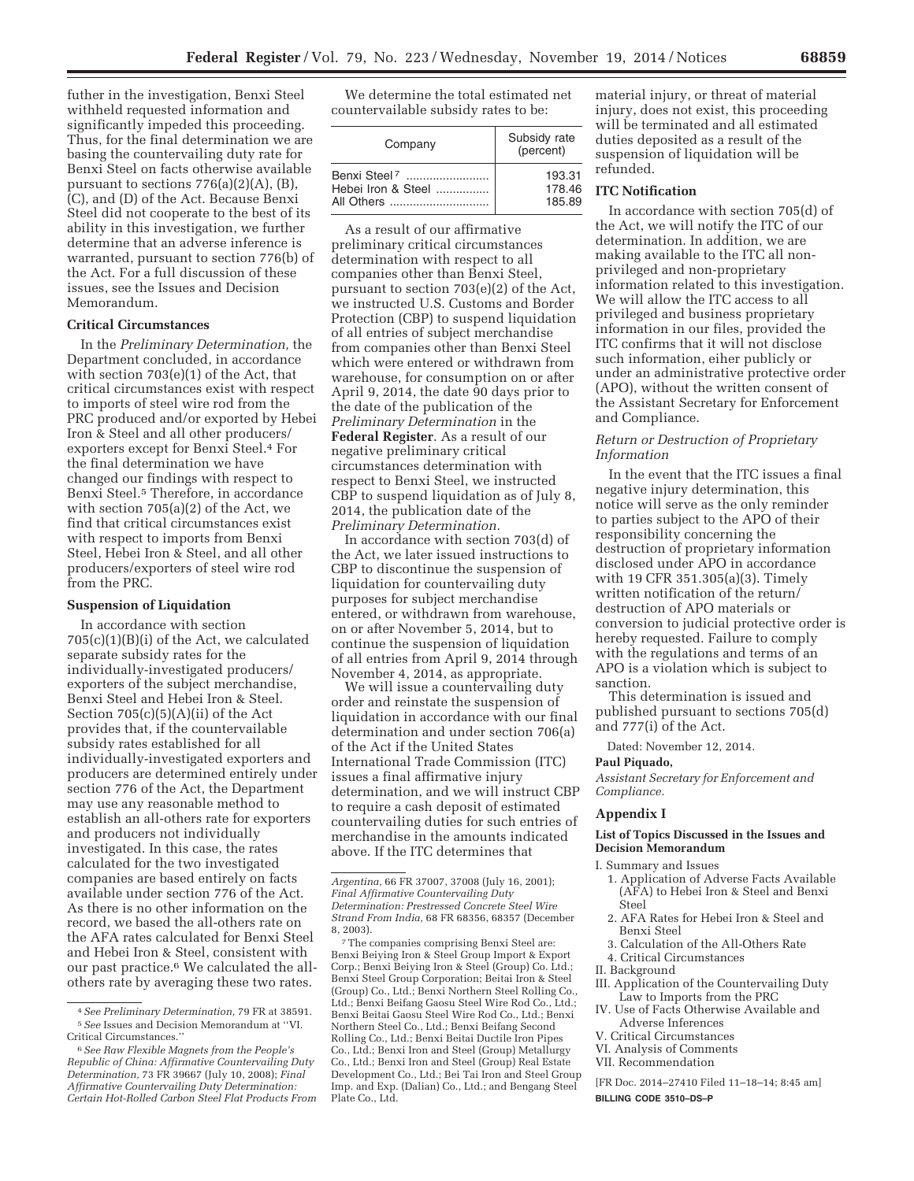futher in the investigation, Benxi Steel withheld requested information and significantly impeded this proceeding. Thus, for the final determination we are basing the countervailing duty rate for Benxi Steel on facts otherwise available pursuant to sections 776(a)(2)(A), (B), (C), and (D) of the Act. Because Benxi Steel did not cooperate to the best of its ability in this investigation, we further determine that an adverse inference is warranted, pursuant to section 776(b) of the Act. For a full discussion of these issues, see the Issues and Decision Memorandum.

**Critical Circumstances**

In the *Preliminary Determination,* the Department concluded, in accordance with section 703(e)(1) of the Act, that critical circumstances exist with respect to imports of steel wire rod from the PRC produced and/or exported by Hebei Iron & Steel and all other producers/exporters except for Benxi Steel.[4] For the final determination we have changed our findings with respect to Benxi Steel.[5] Therefore, in accordance with section 705(a)(2) of the Act, we find that critical circumstances exist with respect to imports from Benxi Steel, Hebei Iron & Steel, and all other producers/exporters of steel wire rod from the PRC.

**Suspension of Liquidation**

In accordance with section 705(c)(1)(B)(i) of the Act, we calculated separate subsidy rates for the individually-investigated producers/exporters of the subject merchandise, Benxi Steel and Hebei Iron & Steel. Section 705(c)(5)(A)(ii) of the Act provides that, if the countervailable subsidy rates established for all individually-investigated exporters and producers are determined entirely under section 776 of the Act, the Department may use any reasonable method to establish an all-others rate for exporters and producers not individually investigated. In this case, the rates calculated for the two investigated companies are based entirely on facts available under section 776 of the Act. As there is no other information on the record, we based the all-others rate on the AFA rates calculated for Benxi Steel and Hebei Iron & Steel, consistent with our past practice.[6] We calculated the all-others rate by averaging these two rates.

We determine the total estimated net countervailable subsidy rates to be:

| Company | Subsidy rate (percent) |
|---|---|
| Benxi Steel[7] | 193.31 |
| Hebei Iron & Steel | 178.46 |
| All Others | 185.89 |

As a result of our affirmative preliminary critical circumstances determination with respect to all companies other than Benxi Steel, pursuant to section 703(e)(2) of the Act, we instructed U.S. Customs and Border Protection (CBP) to suspend liquidation of all entries of subject merchandise from companies other than Benxi Steel which were entered or withdrawn from warehouse, for consumption on or after April 9, 2014, the date 90 days prior to the date of the publication of the *Preliminary Determination* in the **Federal Register**. As a result of our negative preliminary critical circumstances determination with respect to Benxi Steel, we instructed CBP to suspend liquidation as of July 8, 2014, the publication date of the *Preliminary Determination.*

In accordance with section 703(d) of the Act, we later issued instructions to CBP to discontinue the suspension of liquidation for countervailing duty purposes for subject merchandise entered, or withdrawn from warehouse, on or after November 5, 2014, but to continue the suspension of liquidation of all entries from April 9, 2014 through November 4, 2014, as appropriate.

We will issue a countervailing duty order and reinstate the suspension of liquidation in accordance with our final determination and under section 706(a) of the Act if the United States International Trade Commission (ITC) issues a final affirmative injury determination, and we will instruct CBP to require a cash deposit of estimated countervailing duties for such entries of merchandise in the amounts indicated above. If the ITC determines that material injury, or threat of material injury, does not exist, this proceeding will be terminated and all estimated duties deposited as a result of the suspension of liquidation will be refunded.

**ITC Notification**

In accordance with section 705(d) of the Act, we will notify the ITC of our determination. In addition, we are making available to the ITC all non-privileged and non-proprietary information related to this investigation. We will allow the ITC access to all privileged and business proprietary information in our files, provided the ITC confirms that it will not disclose such information, eiher publicly or under an administrative protective order (APO), without the written consent of the Assistant Secretary for Enforcement and Compliance.

*Return or Destruction of Proprietary Information*

In the event that the ITC issues a final negative injury determination, this notice will serve as the only reminder to parties subject to the APO of their responsibility concerning the destruction of proprietary information disclosed under APO in accordance with 19 CFR 351.305(a)(3). Timely written notification of the return/destruction of APO materials or conversion to judicial protective order is hereby requested. Failure to comply with the regulations and terms of an APO is a violation which is subject to sanction.

This determination is issued and published pursuant to sections 705(d) and 777(i) of the Act.

Dated: November 12, 2014.

**Paul Piquado,**

*Assistant Secretary for Enforcement and Compliance.*

**Appendix I**

**List of Topics Discussed in the Issues and Decision Memorandum**

I. Summary and Issues
  1. Application of Adverse Facts Available (AFA) to Hebei Iron & Steel and Benxi Steel
  2. AFA Rates for Hebei Iron & Steel and Benxi Steel
  3. Calculation of the All-Others Rate
  4. Critical Circumstances

II. Background

III. Application of the Countervailing Duty Law to Imports from the PRC

IV. Use of Facts Otherwise Available and Adverse Inferences

V. Critical Circumstances

VI. Analysis of Comments

VII. Recommendation

[FR Doc. 2014–27410 Filed 11–18–14; 8:45 am]

**BILLING CODE 3510–DS–P**

---

[4] *See Preliminary Determination,* 79 FR at 38591.

[5] *See* Issues and Decision Memorandum at ''VI. Critical Circumstances.''

[6] *See Raw Flexible Magnets from the People's Republic of China: Affirmative Countervailing Duty Determination,* 73 FR 39667 (July 10, 2008); *Final Affirmative Countervailing Duty Determination: Certain Hot-Rolled Carbon Steel Flat Products From Argentina,* 66 FR 37007, 37008 (July 16, 2001); *Final Affirmative Countervailing Duty Determination: Prestressed Concrete Steel Wire Strand From India,* 68 FR 68356, 68357 (December 8, 2003).

[7] The companies comprising Benxi Steel are: Benxi Beiying Iron & Steel Group Import & Export Corp.; Benxi Beiying Iron & Steel (Group) Co. Ltd.; Benxi Steel Group Corporation; Beitai Iron & Steel (Group) Co., Ltd.; Benxi Northern Steel Rolling Co., Ltd.; Benxi Beifang Gaosu Steel Wire Rod Co., Ltd.; Benxi Beitai Gaosu Steel Wire Rod Co., Ltd.; Benxi Northern Steel Co., Ltd.; Benxi Beifang Second Rolling Co., Ltd.; Benxi Beitai Ductile Iron Pipes Co., Ltd.; Benxi Iron and Steel (Group) Metallurgy Co., Ltd.; Benxi Iron and Steel (Group) Real Estate Development Co., Ltd.; Bei Tai Iron and Steel Group Imp. and Exp. (Dalian) Co., Ltd.; and Bengang Steel Plate Co., Ltd.